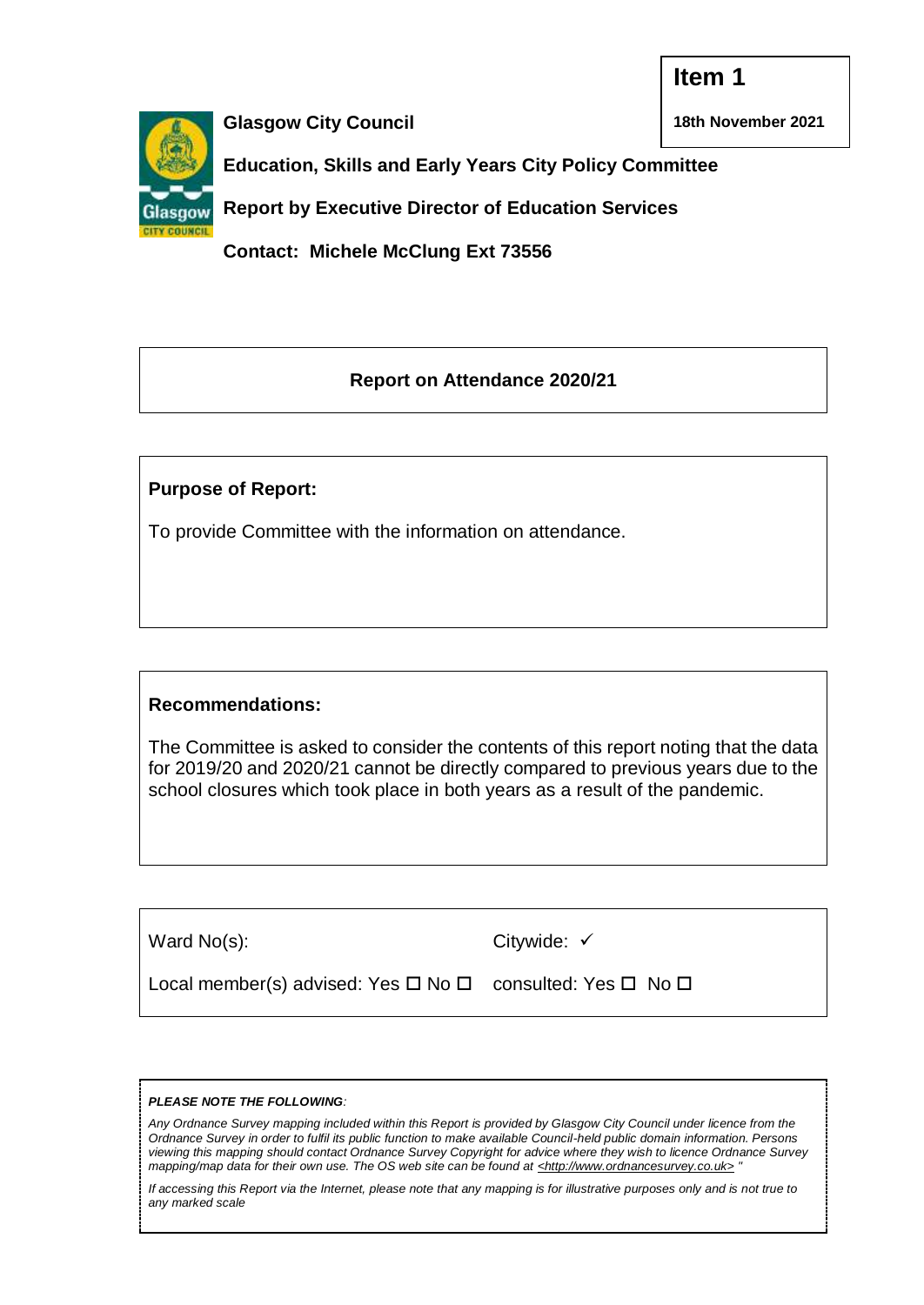**Item 1**

**18th November 2021**

**Glasgow City Council**

**Education, Skills and Early Years City Policy Committee**

**Report by Executive Director of Education Services**

**Contact: Michele McClung Ext 73556**

## Report on Attendance 2020/21

**Purpose of Report:**

To provide Committee with the information on attendance.

**Recommendations:**

The Committee is asked to consider the contents of this report noting that the data for 2019/20 and 2020/21 cannot be directly compared to previous years due to the school closures which took place in both years as a result of the pandemic.

Ward No(s): Citywide: ✓

Local member(s) advised: Yes ☐ No ☐ consulted: Yes ☐ No ☐

***PLEASE NOTE THE FOLLOWING:***

*Any Ordnance Survey mapping included within this Report is provided by Glasgow City Council under licence from the Ordnance Survey in order to fulfil its public function to make available Council-held public domain information. Persons viewing this mapping should contact Ordnance Survey Copyright for advice where they wish to licence Ordnance Survey mapping/map data for their own use. The OS web site can be found at <http://www.ordnancesurvey.co.uk> "*

*If accessing this Report via the Internet, please note that any mapping is for illustrative purposes only and is not true to any marked scale*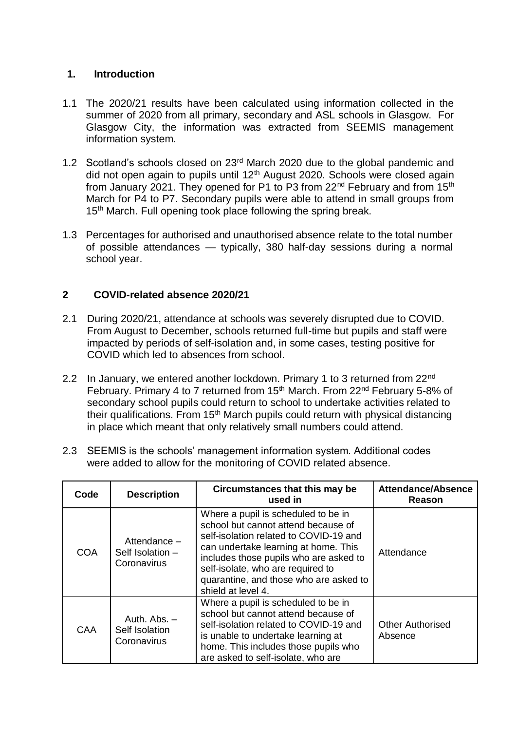## 1. Introduction

1.1 The 2020/21 results have been calculated using information collected in the summer of 2020 from all primary, secondary and ASL schools in Glasgow. For Glasgow City, the information was extracted from SEEMIS management information system.

1.2 Scotland's schools closed on 23rd March 2020 due to the global pandemic and did not open again to pupils until 12th August 2020. Schools were closed again from January 2021. They opened for P1 to P3 from 22nd February and from 15th March for P4 to P7. Secondary pupils were able to attend in small groups from 15th March. Full opening took place following the spring break.

1.3 Percentages for authorised and unauthorised absence relate to the total number of possible attendances — typically, 380 half-day sessions during a normal school year.

## 2 COVID-related absence 2020/21

2.1 During 2020/21, attendance at schools was severely disrupted due to COVID. From August to December, schools returned full-time but pupils and staff were impacted by periods of self-isolation and, in some cases, testing positive for COVID which led to absences from school.

2.2 In January, we entered another lockdown. Primary 1 to 3 returned from 22nd February. Primary 4 to 7 returned from 15th March. From 22nd February 5-8% of secondary school pupils could return to school to undertake activities related to their qualifications. From 15th March pupils could return with physical distancing in place which meant that only relatively small numbers could attend.

2.3 SEEMIS is the schools' management information system. Additional codes were added to allow for the monitoring of COVID related absence.

| Code | Description | Circumstances that this may be used in | Attendance/Absence Reason |
| --- | --- | --- | --- |
| COA | Attendance – Self Isolation – Coronavirus | Where a pupil is scheduled to be in school but cannot attend because of self-isolation related to COVID-19 and can undertake learning at home. This includes those pupils who are asked to self-isolate, who are required to quarantine, and those who are asked to shield at level 4. | Attendance |
| CAA | Auth. Abs. – Self Isolation Coronavirus | Where a pupil is scheduled to be in school but cannot attend because of self-isolation related to COVID-19 and is unable to undertake learning at home. This includes those pupils who are asked to self-isolate, who are | Other Authorised Absence |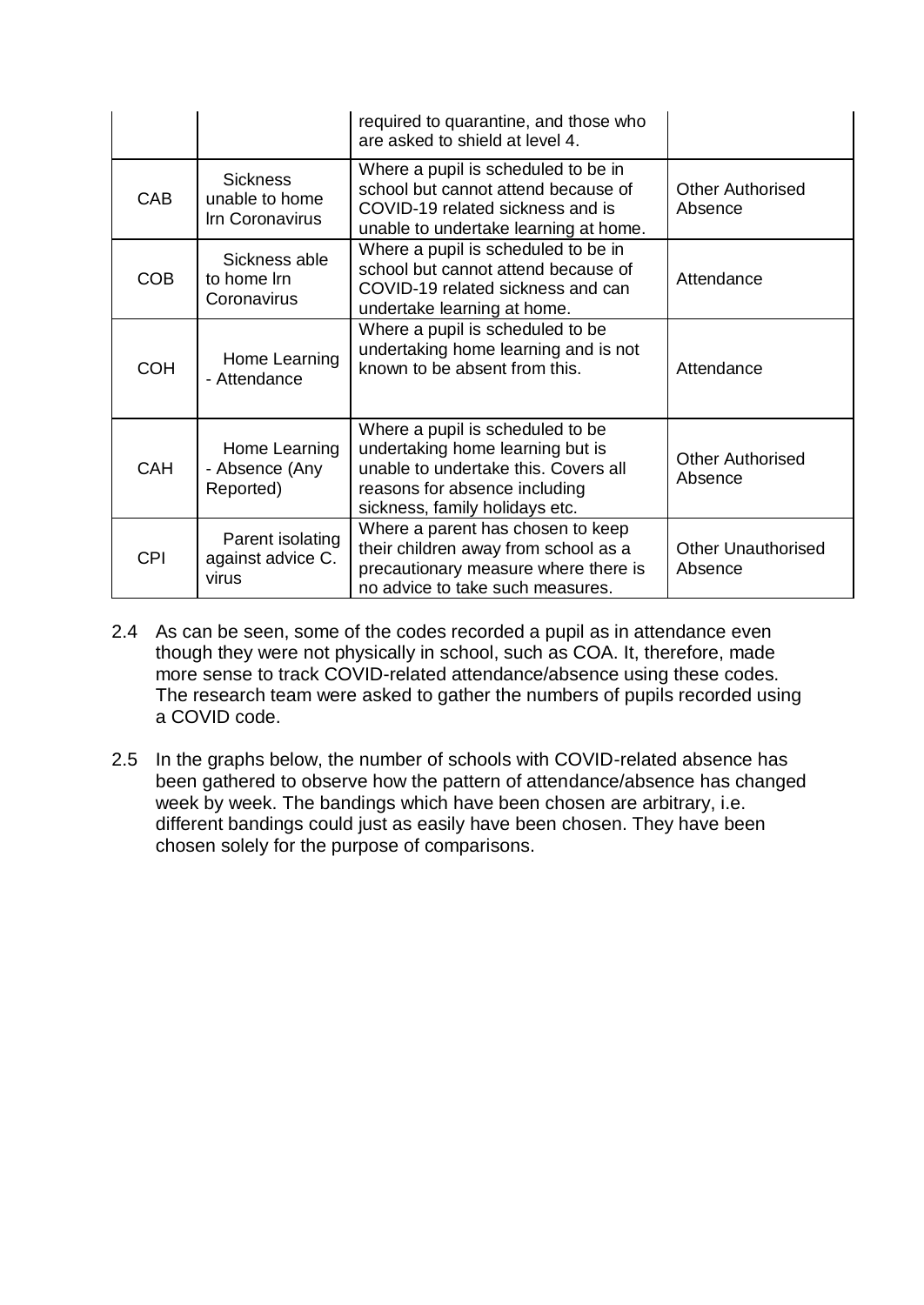|  |  | required to quarantine, and those who are asked to shield at level 4. |  |
|---|---|---|---|
| CAB | Sickness unable to home lrn Coronavirus | Where a pupil is scheduled to be in school but cannot attend because of COVID-19 related sickness and is unable to undertake learning at home. | Other Authorised Absence |
| COB | Sickness able to home lrn Coronavirus | Where a pupil is scheduled to be in school but cannot attend because of COVID-19 related sickness and can undertake learning at home. | Attendance |
| COH | Home Learning - Attendance | Where a pupil is scheduled to be undertaking home learning and is not known to be absent from this. | Attendance |
| CAH | Home Learning - Absence (Any Reported) | Where a pupil is scheduled to be undertaking home learning but is unable to undertake this. Covers all reasons for absence including sickness, family holidays etc. | Other Authorised Absence |
| CPI | Parent isolating against advice C. virus | Where a parent has chosen to keep their children away from school as a precautionary measure where there is no advice to take such measures. | Other Unauthorised Absence |

2.4 As can be seen, some of the codes recorded a pupil as in attendance even though they were not physically in school, such as COA. It, therefore, made more sense to track COVID-related attendance/absence using these codes. The research team were asked to gather the numbers of pupils recorded using a COVID code.

2.5 In the graphs below, the number of schools with COVID-related absence has been gathered to observe how the pattern of attendance/absence has changed week by week. The bandings which have been chosen are arbitrary, i.e. different bandings could just as easily have been chosen. They have been chosen solely for the purpose of comparisons.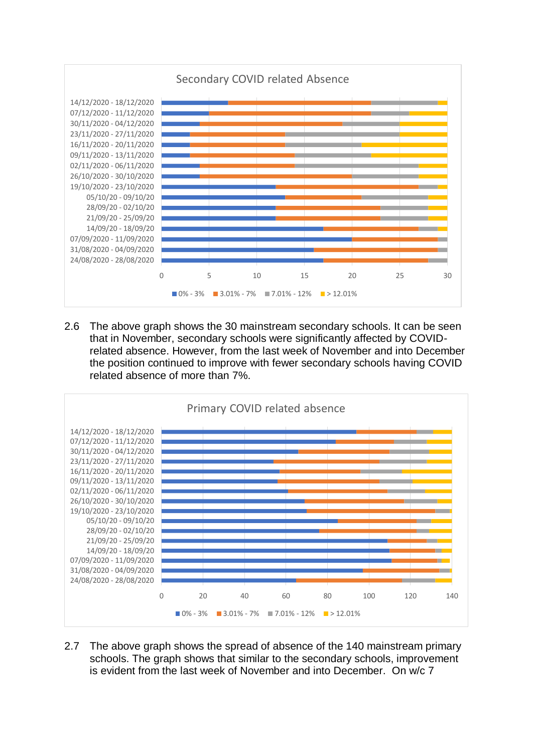Secondary COVID related Absence

2.6 The above graph shows the 30 mainstream secondary schools. It can be seen that in November, secondary schools were significantly affected by COVID-related absence. However, from the last week of November and into December the position continued to improve with fewer secondary schools having COVID related absence of more than 7%.

Primary COVID related absence

2.7 The above graph shows the spread of absence of the 140 mainstream primary schools. The graph shows that similar to the secondary schools, improvement is evident from the last week of November and into December. On w/c 7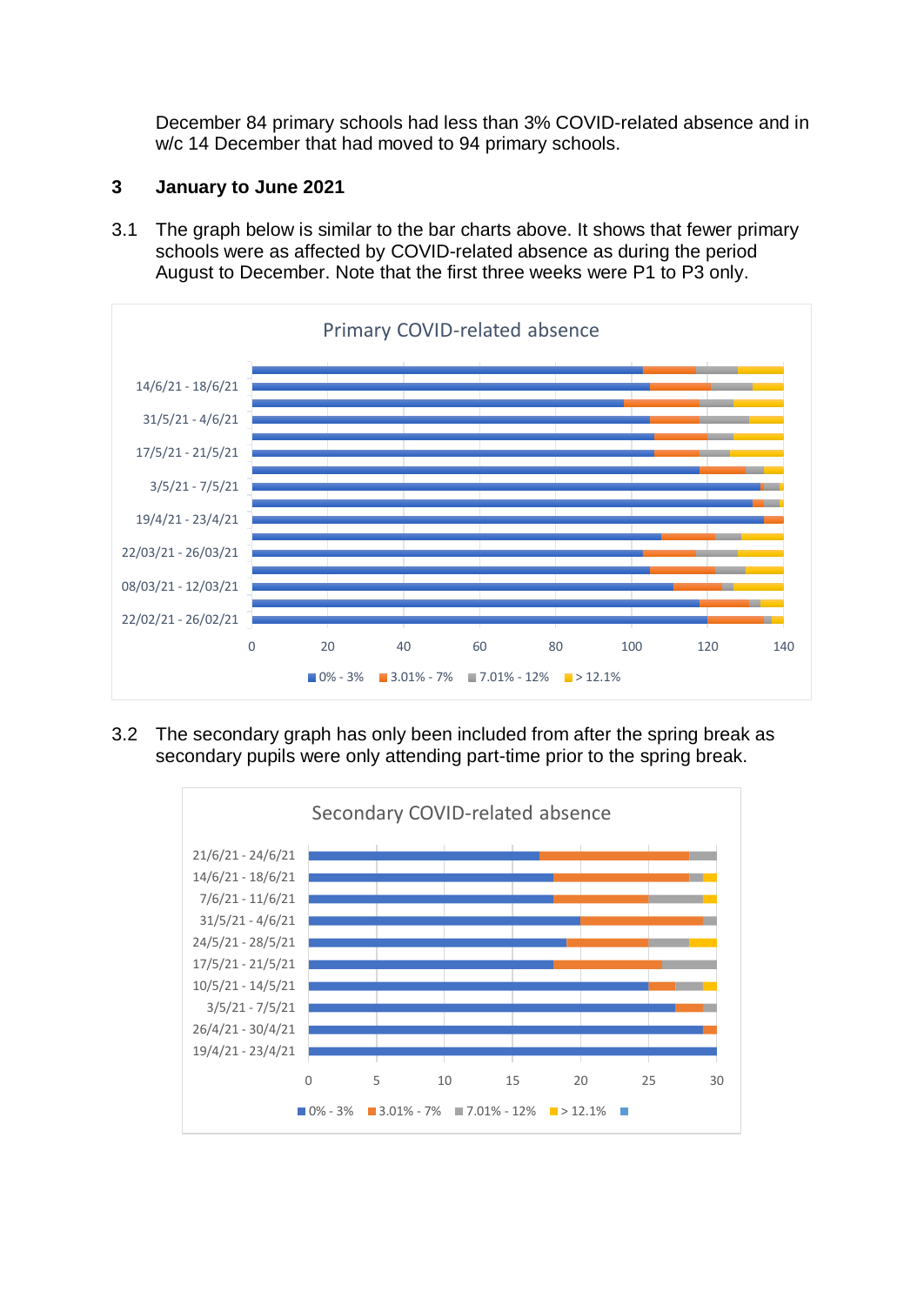December 84 primary schools had less than 3% COVID-related absence and in w/c 14 December that had moved to 94 primary schools.

## 3 January to June 2021

3.1 The graph below is similar to the bar charts above. It shows that fewer primary schools were as affected by COVID-related absence as during the period August to December. Note that the first three weeks were P1 to P3 only.

3.2 The secondary graph has only been included from after the spring break as secondary pupils were only attending part-time prior to the spring break.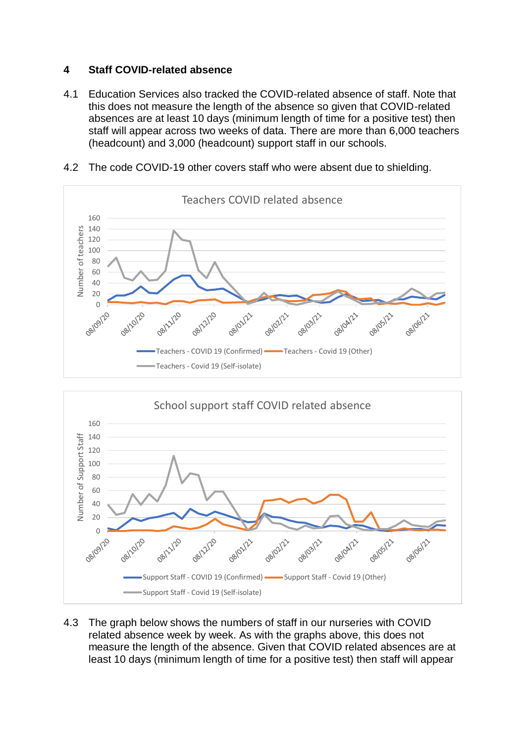## 4 Staff COVID-related absence

4.1 Education Services also tracked the COVID-related absence of staff. Note that this does not measure the length of the absence so given that COVID-related absences are at least 10 days (minimum length of time for a positive test) then staff will appear across two weeks of data. There are more than 6,000 teachers (headcount) and 3,000 (headcount) support staff in our schools.

4.2 The code COVID-19 other covers staff who were absent due to shielding.

4.3 The graph below shows the numbers of staff in our nurseries with COVID related absence week by week. As with the graphs above, this does not measure the length of the absence. Given that COVID related absences are at least 10 days (minimum length of time for a positive test) then staff will appear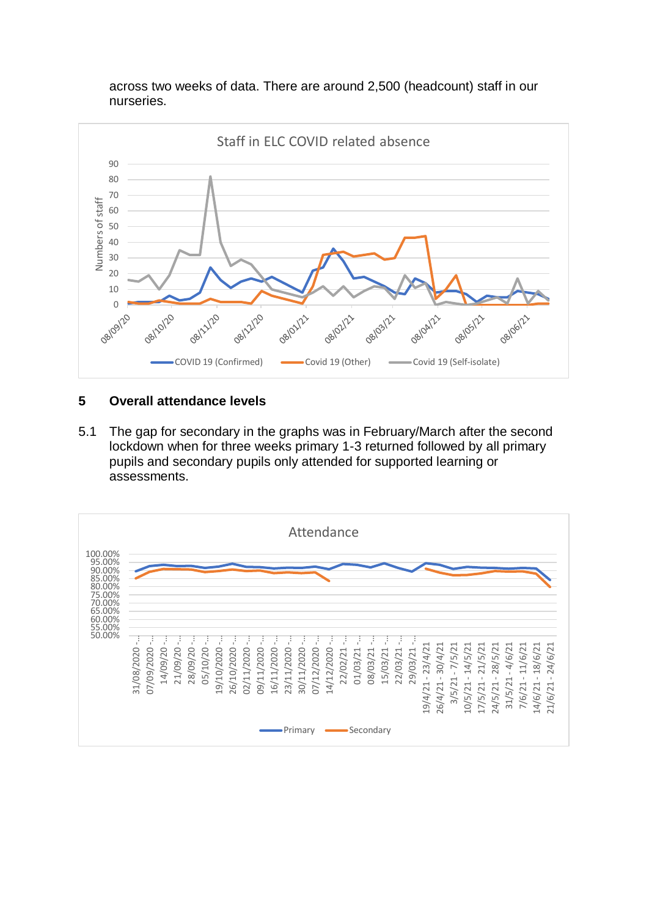across two weeks of data. There are around 2,500 (headcount) staff in our nurseries.

## 5 Overall attendance levels

5.1 The gap for secondary in the graphs was in February/March after the second lockdown when for three weeks primary 1-3 returned followed by all primary pupils and secondary pupils only attended for supported learning or assessments.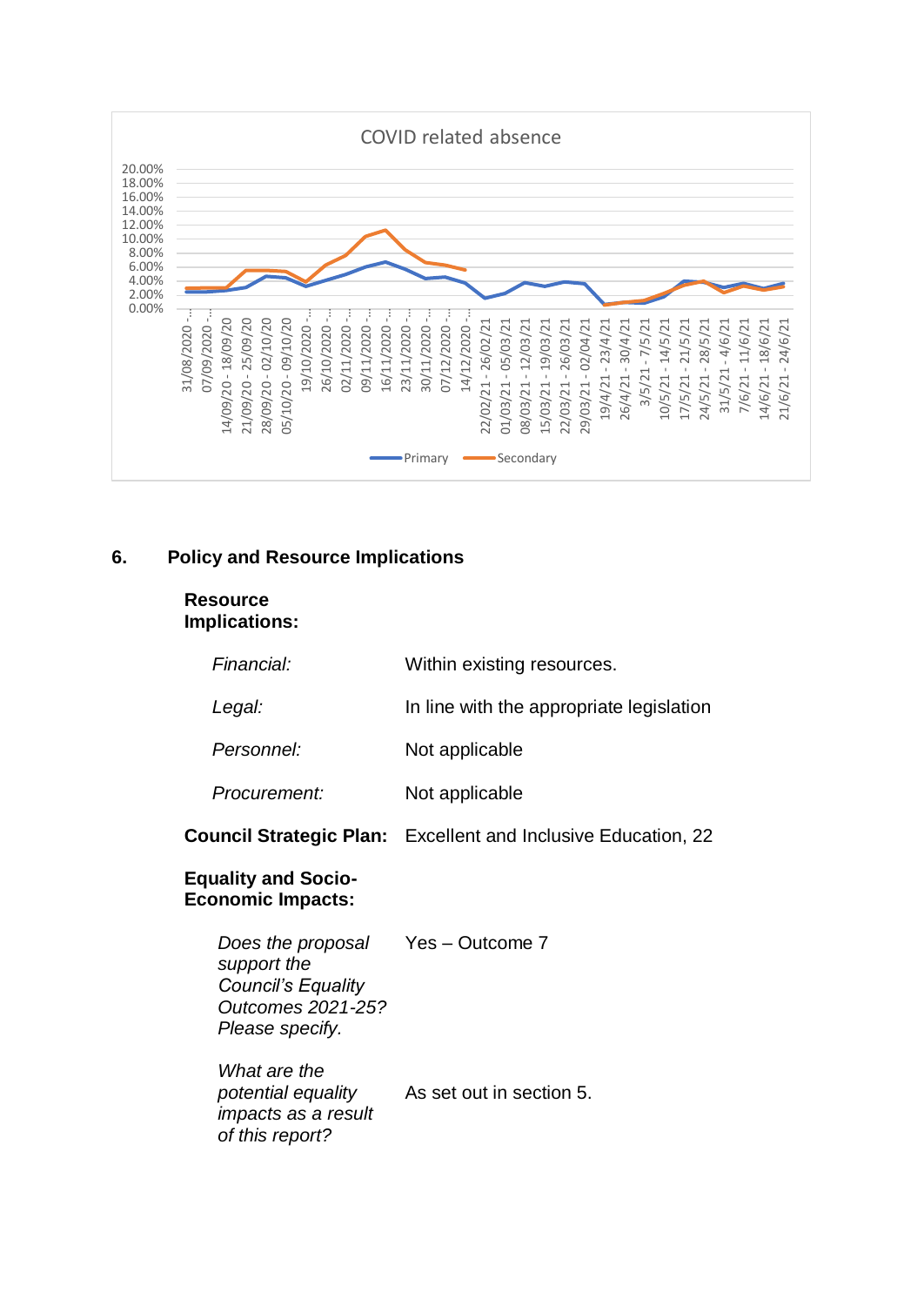COVID related absence

## 6. Policy and Resource Implications

**Resource Implications:**

| | |
|---|---|
| *Financial:* | Within existing resources. |
| *Legal:* | In line with the appropriate legislation |
| *Personnel:* | Not applicable |
| *Procurement:* | Not applicable |

**Council Strategic Plan:** Excellent and Inclusive Education, 22

**Equality and Socio-Economic Impacts:**

| | |
|---|---|
| *Does the proposal support the Council's Equality Outcomes 2021-25? Please specify.* | Yes – Outcome 7 |
| *What are the potential equality impacts as a result of this report?* | As set out in section 5. |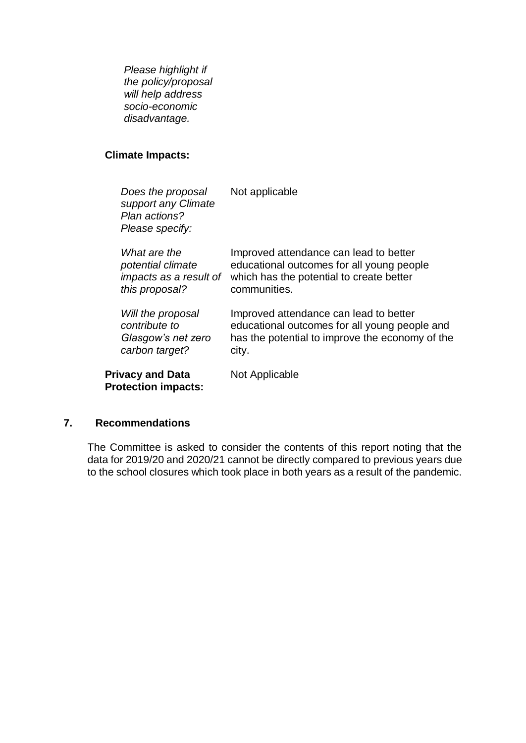*Please highlight if the policy/proposal will help address socio-economic disadvantage.*

**Climate Impacts:**

| | |
|---|---|
| *Does the proposal support any Climate Plan actions? Please specify:* | Not applicable |
| *What are the potential climate impacts as a result of this proposal?* | Improved attendance can lead to better educational outcomes for all young people which has the potential to create better communities. |
| *Will the proposal contribute to Glasgow's net zero carbon target?* | Improved attendance can lead to better educational outcomes for all young people and has the potential to improve the economy of the city. |
| **Privacy and Data Protection impacts:** | Not Applicable |

## 7. Recommendations

The Committee is asked to consider the contents of this report noting that the data for 2019/20 and 2020/21 cannot be directly compared to previous years due to the school closures which took place in both years as a result of the pandemic.